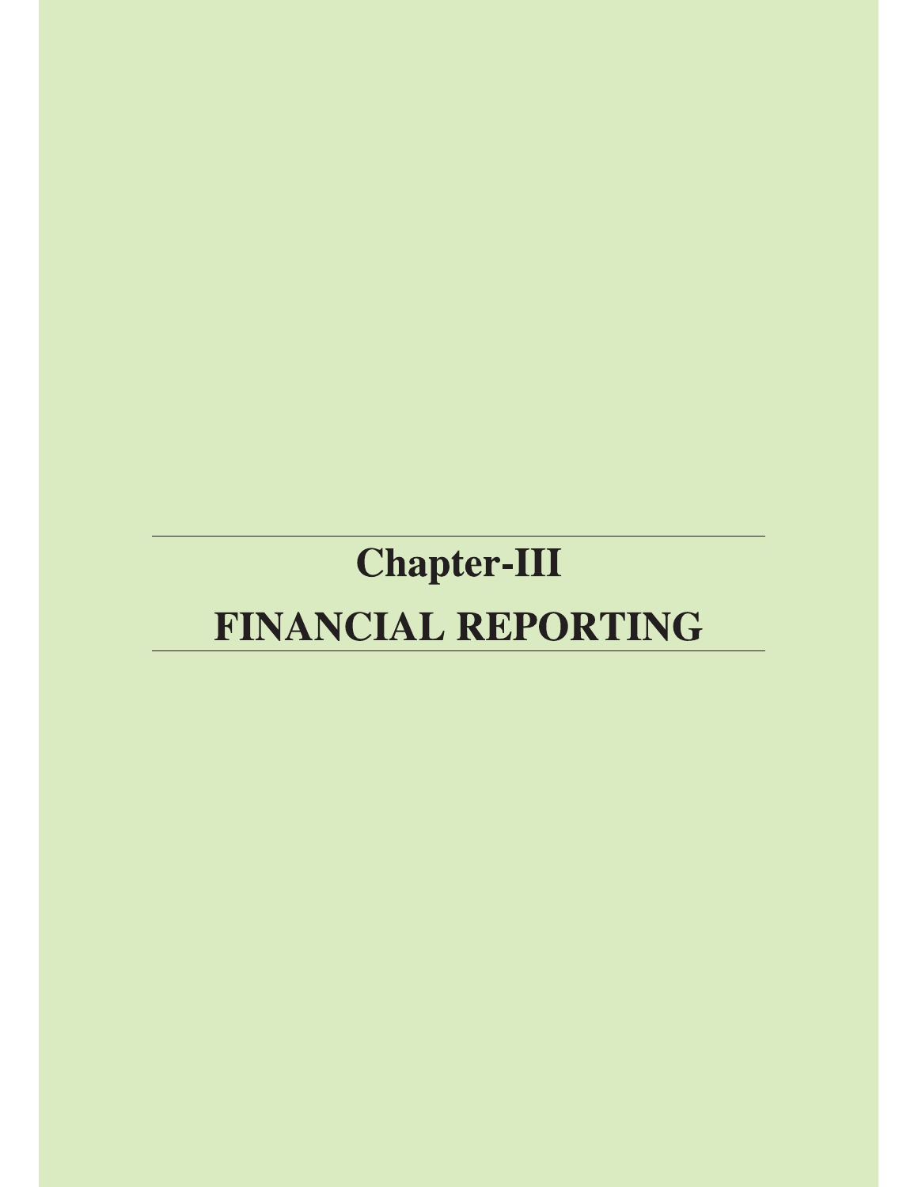# Chapter-III

# FINANCIAL REPORTING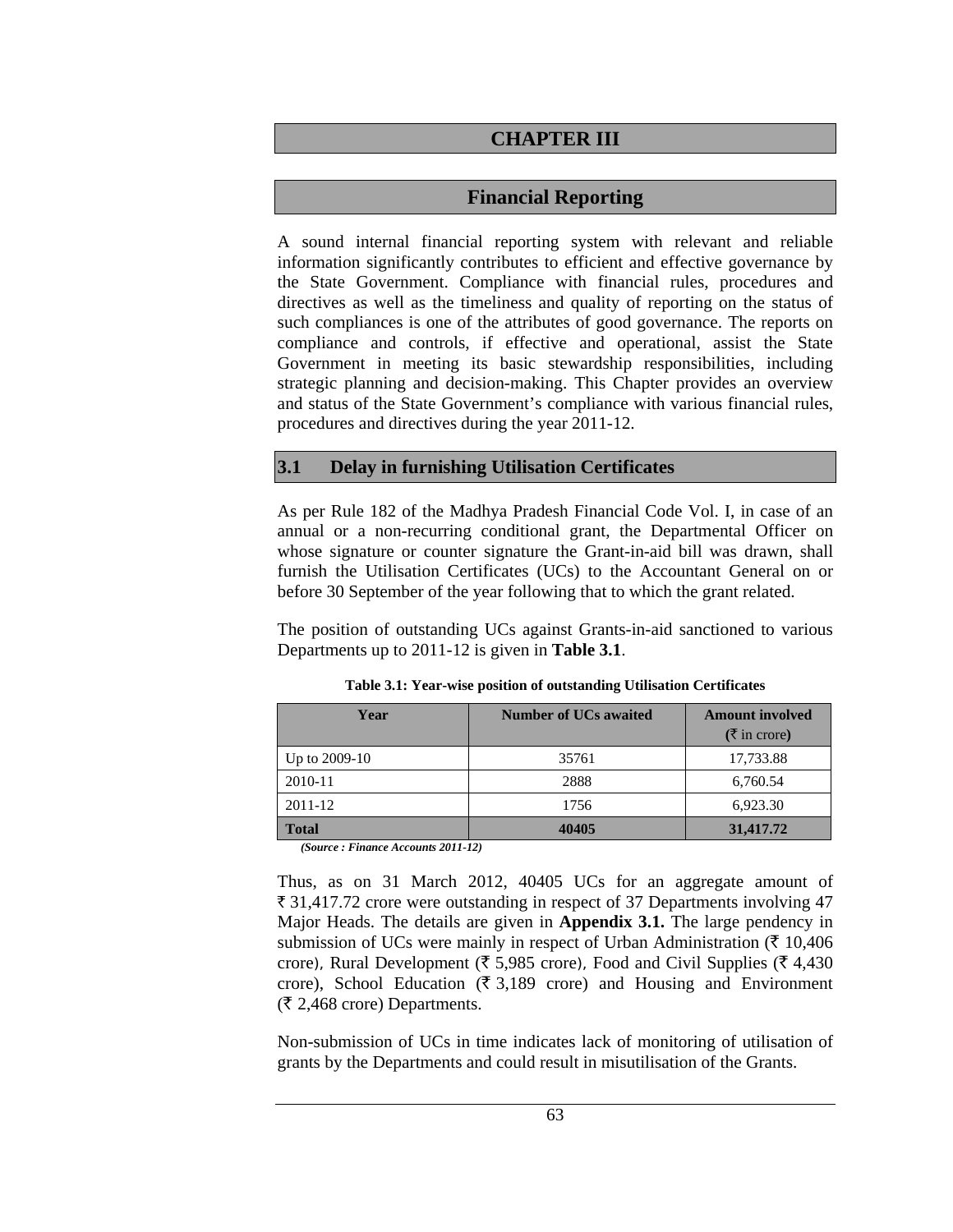# CHAPTER III

## Financial Reporting

A sound internal financial reporting system with relevant and reliable information significantly contributes to efficient and effective governance by the State Government. Compliance with financial rules, procedures and directives as well as the timeliness and quality of reporting on the status of such compliances is one of the attributes of good governance. The reports on compliance and controls, if effective and operational, assist the State Government in meeting its basic stewardship responsibilities, including strategic planning and decision-making. This Chapter provides an overview and status of the State Government's compliance with various financial rules, procedures and directives during the year 2011-12.

### 3.1 Delay in furnishing Utilisation Certificates

As per Rule 182 of the Madhya Pradesh Financial Code Vol. I, in case of an annual or a non-recurring conditional grant, the Departmental Officer on whose signature or counter signature the Grant-in-aid bill was drawn, shall furnish the Utilisation Certificates (UCs) to the Accountant General on or before 30 September of the year following that to which the grant related.

The position of outstanding UCs against Grants-in-aid sanctioned to various Departments up to 2011-12 is given in **Table 3.1**.

**Table 3.1: Year-wise position of outstanding Utilisation Certificates**

| Year | Number of UCs awaited | Amount involved (₹ in crore) |
|---|---|---|
| Up to 2009-10 | 35761 | 17,733.88 |
| 2010-11 | 2888 | 6,760.54 |
| 2011-12 | 1756 | 6,923.30 |
| **Total** | **40405** | **31,417.72** |

*(Source : Finance Accounts 2011-12)*

Thus, as on 31 March 2012, 40405 UCs for an aggregate amount of ₹ 31,417.72 crore were outstanding in respect of 37 Departments involving 47 Major Heads. The details are given in **Appendix 3.1.** The large pendency in submission of UCs were mainly in respect of Urban Administration (₹ 10,406 crore), Rural Development (₹ 5,985 crore), Food and Civil Supplies (₹ 4,430 crore), School Education (₹ 3,189 crore) and Housing and Environment (₹ 2,468 crore) Departments.

Non-submission of UCs in time indicates lack of monitoring of utilisation of grants by the Departments and could result in misutilisation of the Grants.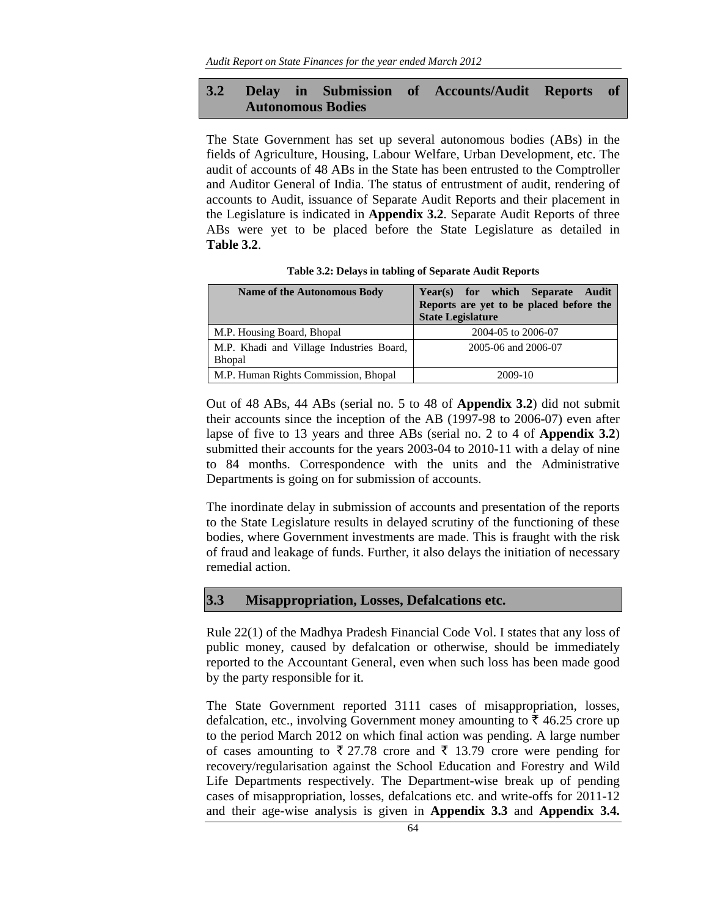## 3.2 Delay in Submission of Accounts/Audit Reports of Autonomous Bodies

The State Government has set up several autonomous bodies (ABs) in the fields of Agriculture, Housing, Labour Welfare, Urban Development, etc. The audit of accounts of 48 ABs in the State has been entrusted to the Comptroller and Auditor General of India. The status of entrustment of audit, rendering of accounts to Audit, issuance of Separate Audit Reports and their placement in the Legislature is indicated in **Appendix 3.2**. Separate Audit Reports of three ABs were yet to be placed before the State Legislature as detailed in **Table 3.2**.

**Table 3.2: Delays in tabling of Separate Audit Reports**

| Name of the Autonomous Body | Year(s) for which Separate Audit Reports are yet to be placed before the State Legislature |
|---|---|
| M.P. Housing Board, Bhopal | 2004-05 to 2006-07 |
| M.P. Khadi and Village Industries Board, Bhopal | 2005-06 and 2006-07 |
| M.P. Human Rights Commission, Bhopal | 2009-10 |

Out of 48 ABs, 44 ABs (serial no. 5 to 48 of **Appendix 3.2**) did not submit their accounts since the inception of the AB (1997-98 to 2006-07) even after lapse of five to 13 years and three ABs (serial no. 2 to 4 of **Appendix 3.2**) submitted their accounts for the years 2003-04 to 2010-11 with a delay of nine to 84 months. Correspondence with the units and the Administrative Departments is going on for submission of accounts.

The inordinate delay in submission of accounts and presentation of the reports to the State Legislature results in delayed scrutiny of the functioning of these bodies, where Government investments are made. This is fraught with the risk of fraud and leakage of funds. Further, it also delays the initiation of necessary remedial action.

## 3.3 Misappropriation, Losses, Defalcations etc.

Rule 22(1) of the Madhya Pradesh Financial Code Vol. I states that any loss of public money, caused by defalcation or otherwise, should be immediately reported to the Accountant General, even when such loss has been made good by the party responsible for it.

The State Government reported 3111 cases of misappropriation, losses, defalcation, etc., involving Government money amounting to ₹ 46.25 crore up to the period March 2012 on which final action was pending. A large number of cases amounting to ₹ 27.78 crore and ₹ 13.79 crore were pending for recovery/regularisation against the School Education and Forestry and Wild Life Departments respectively. The Department-wise break up of pending cases of misappropriation, losses, defalcations etc. and write-offs for 2011-12 and their age-wise analysis is given in **Appendix 3.3** and **Appendix 3.4.**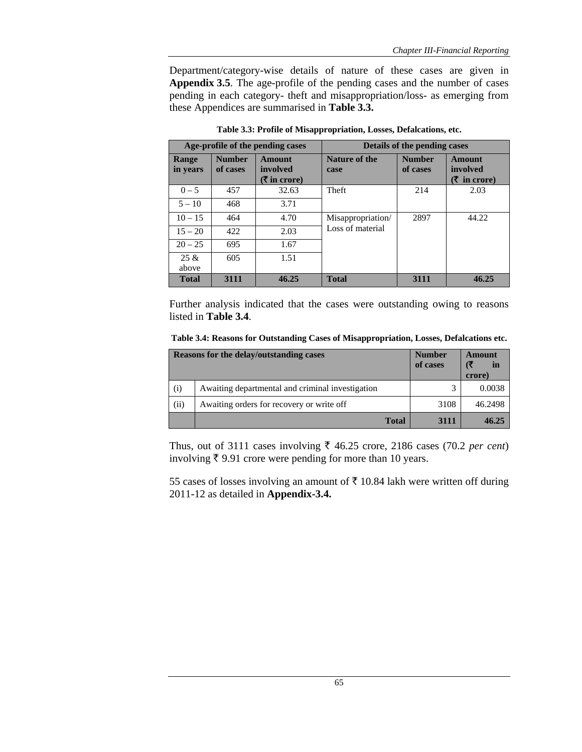Department/category-wise details of nature of these cases are given in **Appendix 3.5**. The age-profile of the pending cases and the number of cases pending in each category- theft and misappropriation/loss- as emerging from these Appendices are summarised in **Table 3.3.**

**Table 3.3: Profile of Misappropriation, Losses, Defalcations, etc.**

| Age-profile of the pending cases | | | Details of the pending cases | | |
|---|---|---|---|---|---|
| **Range in years** | **Number of cases** | **Amount involved (₹ in crore)** | **Nature of the case** | **Number of cases** | **Amount involved (₹ in crore)** |
| 0 – 5 | 457 | 32.63 | Theft | 214 | 2.03 |
| 5 – 10 | 468 | 3.71 | | | |
| 10 – 15 | 464 | 4.70 | Misappropriation/ Loss of material | 2897 | 44.22 |
| 15 – 20 | 422 | 2.03 | | | |
| 20 – 25 | 695 | 1.67 | | | |
| 25 & above | 605 | 1.51 | | | |
| **Total** | **3111** | **46.25** | **Total** | **3111** | **46.25** |

Further analysis indicated that the cases were outstanding owing to reasons listed in **Table 3.4**.

**Table 3.4: Reasons for Outstanding Cases of Misappropriation, Losses, Defalcations etc.**

| Reasons for the delay/outstanding cases | | Number of cases | Amount (₹ in crore) |
|---|---|---|---|
| (i) | Awaiting departmental and criminal investigation | 3 | 0.0038 |
| (ii) | Awaiting orders for recovery or write off | 3108 | 46.2498 |
| | **Total** | **3111** | **46.25** |

Thus, out of 3111 cases involving ₹ 46.25 crore, 2186 cases (70.2 *per cent*) involving ₹ 9.91 crore were pending for more than 10 years.

55 cases of losses involving an amount of ₹ 10.84 lakh were written off during 2011-12 as detailed in **Appendix-3.4.**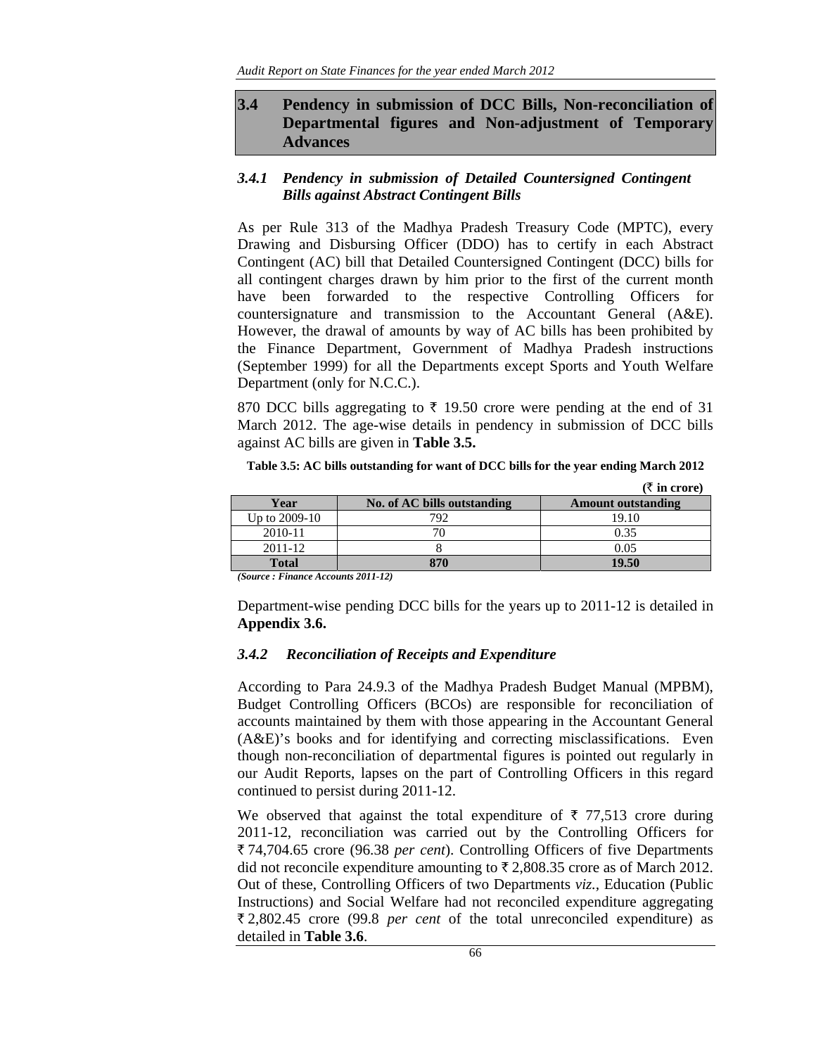## 3.4 Pendency in submission of DCC Bills, Non-reconciliation of Departmental figures and Non-adjustment of Temporary Advances

### *3.4.1 Pendency in submission of Detailed Countersigned Contingent Bills against Abstract Contingent Bills*

As per Rule 313 of the Madhya Pradesh Treasury Code (MPTC), every Drawing and Disbursing Officer (DDO) has to certify in each Abstract Contingent (AC) bill that Detailed Countersigned Contingent (DCC) bills for all contingent charges drawn by him prior to the first of the current month have been forwarded to the respective Controlling Officers for countersignature and transmission to the Accountant General (A&E). However, the drawal of amounts by way of AC bills has been prohibited by the Finance Department, Government of Madhya Pradesh instructions (September 1999) for all the Departments except Sports and Youth Welfare Department (only for N.C.C.).

870 DCC bills aggregating to ₹ 19.50 crore were pending at the end of 31 March 2012. The age-wise details in pendency in submission of DCC bills against AC bills are given in **Table 3.5.**

**Table 3.5: AC bills outstanding for want of DCC bills for the year ending March 2012**

**(₹ in crore)**

| Year | No. of AC bills outstanding | Amount outstanding |
|---|---|---|
| Up to 2009-10 | 792 | 19.10 |
| 2010-11 | 70 | 0.35 |
| 2011-12 | 8 | 0.05 |
| **Total** | **870** | **19.50** |

*(Source : Finance Accounts 2011-12)*

Department-wise pending DCC bills for the years up to 2011-12 is detailed in **Appendix 3.6.**

### *3.4.2 Reconciliation of Receipts and Expenditure*

According to Para 24.9.3 of the Madhya Pradesh Budget Manual (MPBM), Budget Controlling Officers (BCOs) are responsible for reconciliation of accounts maintained by them with those appearing in the Accountant General (A&E)'s books and for identifying and correcting misclassifications. Even though non-reconciliation of departmental figures is pointed out regularly in our Audit Reports, lapses on the part of Controlling Officers in this regard continued to persist during 2011-12.

We observed that against the total expenditure of ₹ 77,513 crore during 2011-12, reconciliation was carried out by the Controlling Officers for ₹ 74,704.65 crore (96.38 *per cent*). Controlling Officers of five Departments did not reconcile expenditure amounting to ₹ 2,808.35 crore as of March 2012. Out of these, Controlling Officers of two Departments *viz.,* Education (Public Instructions) and Social Welfare had not reconciled expenditure aggregating ₹ 2,802.45 crore (99.8 *per cent* of the total unreconciled expenditure) as detailed in **Table 3.6**.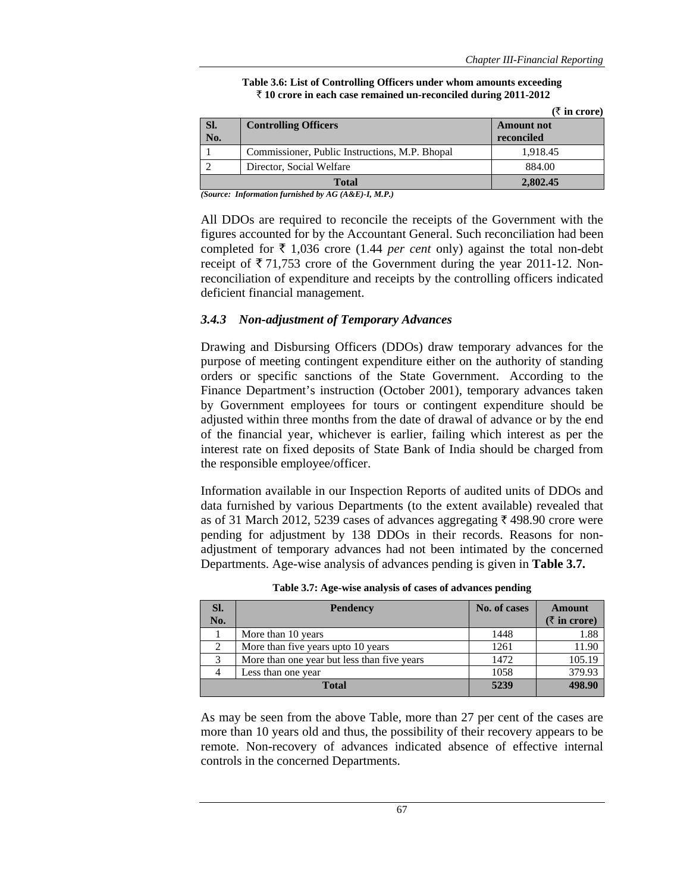**Table 3.6: List of Controlling Officers under whom amounts exceeding ₹ 10 crore in each case remained un-reconciled during 2011-2012**

(₹ in crore)

| Sl. No. | Controlling Officers | Amount not reconciled |
|---|---|---|
| 1 | Commissioner, Public Instructions, M.P. Bhopal | 1,918.45 |
| 2 | Director, Social Welfare | 884.00 |
| **Total** | | **2,802.45** |

*(Source: Information furnished by AG (A&E)-I, M.P.)*

All DDOs are required to reconcile the receipts of the Government with the figures accounted for by the Accountant General. Such reconciliation had been completed for ₹ 1,036 crore (1.44 *per cent* only) against the total non-debt receipt of ₹ 71,753 crore of the Government during the year 2011-12. Non-reconciliation of expenditure and receipts by the controlling officers indicated deficient financial management.

### *3.4.3 Non-adjustment of Temporary Advances*

Drawing and Disbursing Officers (DDOs) draw temporary advances for the purpose of meeting contingent expenditure either on the authority of standing orders or specific sanctions of the State Government. According to the Finance Department's instruction (October 2001), temporary advances taken by Government employees for tours or contingent expenditure should be adjusted within three months from the date of drawal of advance or by the end of the financial year, whichever is earlier, failing which interest as per the interest rate on fixed deposits of State Bank of India should be charged from the responsible employee/officer.

Information available in our Inspection Reports of audited units of DDOs and data furnished by various Departments (to the extent available) revealed that as of 31 March 2012, 5239 cases of advances aggregating ₹ 498.90 crore were pending for adjustment by 138 DDOs in their records. Reasons for non-adjustment of temporary advances had not been intimated by the concerned Departments. Age-wise analysis of advances pending is given in **Table 3.7.**

**Table 3.7: Age-wise analysis of cases of advances pending**

| Sl. No. | Pendency | No. of cases | Amount (₹ in crore) |
|---|---|---|---|
| 1 | More than 10 years | 1448 | 1.88 |
| 2 | More than five years upto 10 years | 1261 | 11.90 |
| 3 | More than one year but less than five years | 1472 | 105.19 |
| 4 | Less than one year | 1058 | 379.93 |
| **Total** | | **5239** | **498.90** |

As may be seen from the above Table, more than 27 per cent of the cases are more than 10 years old and thus, the possibility of their recovery appears to be remote. Non-recovery of advances indicated absence of effective internal controls in the concerned Departments.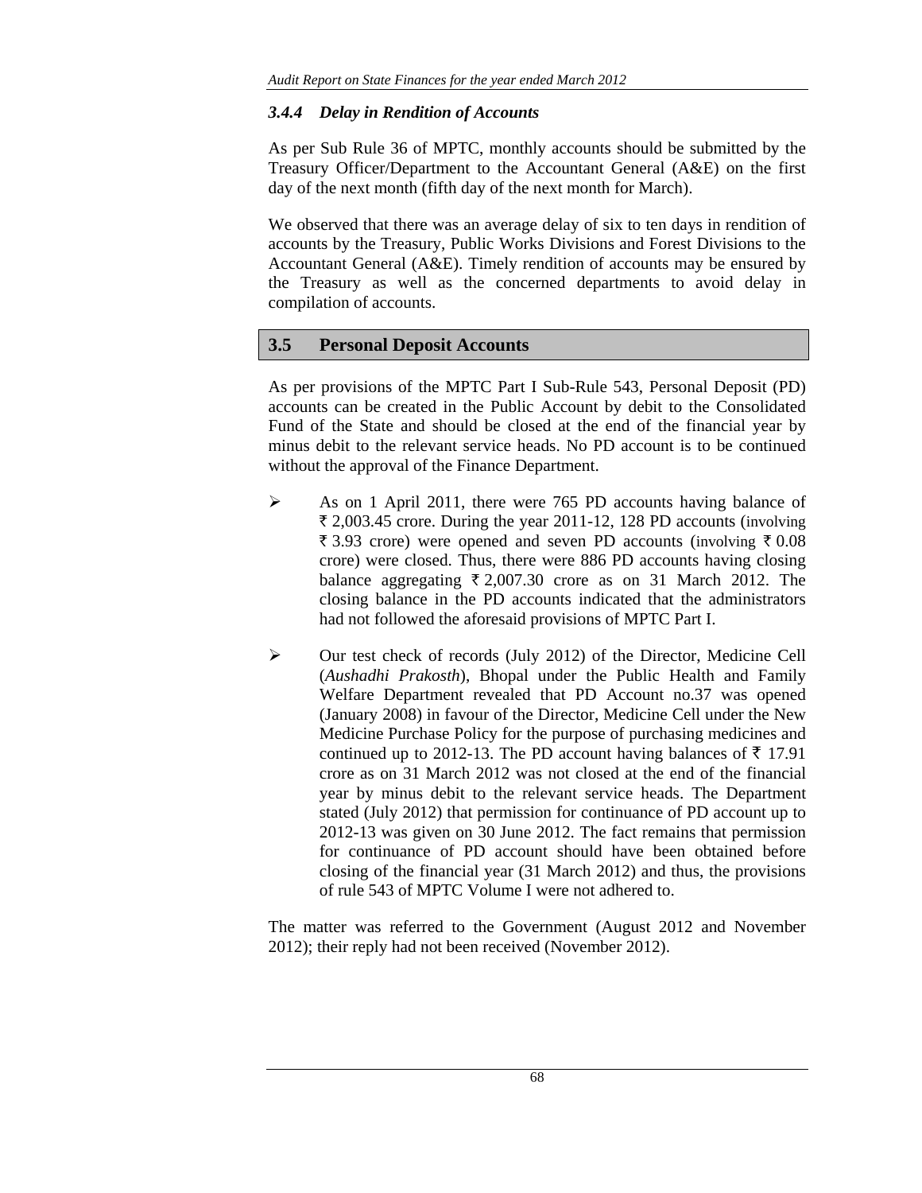### *3.4.4 Delay in Rendition of Accounts*

As per Sub Rule 36 of MPTC, monthly accounts should be submitted by the Treasury Officer/Department to the Accountant General (A&E) on the first day of the next month (fifth day of the next month for March).

We observed that there was an average delay of six to ten days in rendition of accounts by the Treasury, Public Works Divisions and Forest Divisions to the Accountant General (A&E). Timely rendition of accounts may be ensured by the Treasury as well as the concerned departments to avoid delay in compilation of accounts.

## 3.5 Personal Deposit Accounts

As per provisions of the MPTC Part I Sub-Rule 543, Personal Deposit (PD) accounts can be created in the Public Account by debit to the Consolidated Fund of the State and should be closed at the end of the financial year by minus debit to the relevant service heads. No PD account is to be continued without the approval of the Finance Department.

- As on 1 April 2011, there were 765 PD accounts having balance of ₹ 2,003.45 crore. During the year 2011-12, 128 PD accounts (involving ₹ 3.93 crore) were opened and seven PD accounts (involving ₹ 0.08 crore) were closed. Thus, there were 886 PD accounts having closing balance aggregating ₹ 2,007.30 crore as on 31 March 2012. The closing balance in the PD accounts indicated that the administrators had not followed the aforesaid provisions of MPTC Part I.

- Our test check of records (July 2012) of the Director, Medicine Cell (*Aushadhi Prakosth*), Bhopal under the Public Health and Family Welfare Department revealed that PD Account no.37 was opened (January 2008) in favour of the Director, Medicine Cell under the New Medicine Purchase Policy for the purpose of purchasing medicines and continued up to 2012-13. The PD account having balances of ₹ 17.91 crore as on 31 March 2012 was not closed at the end of the financial year by minus debit to the relevant service heads. The Department stated (July 2012) that permission for continuance of PD account up to 2012-13 was given on 30 June 2012. The fact remains that permission for continuance of PD account should have been obtained before closing of the financial year (31 March 2012) and thus, the provisions of rule 543 of MPTC Volume I were not adhered to.

The matter was referred to the Government (August 2012 and November 2012); their reply had not been received (November 2012).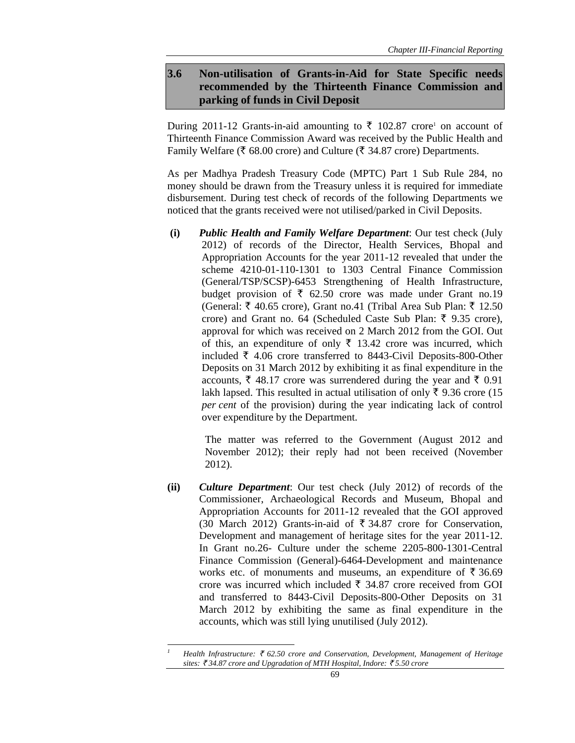## 3.6 Non-utilisation of Grants-in-Aid for State Specific needs recommended by the Thirteenth Finance Commission and parking of funds in Civil Deposit

During 2011-12 Grants-in-aid amounting to ₹ 102.87 crore[1] on account of Thirteenth Finance Commission Award was received by the Public Health and Family Welfare (₹ 68.00 crore) and Culture (₹ 34.87 crore) Departments.

As per Madhya Pradesh Treasury Code (MPTC) Part 1 Sub Rule 284, no money should be drawn from the Treasury unless it is required for immediate disbursement. During test check of records of the following Departments we noticed that the grants received were not utilised/parked in Civil Deposits.

**(i)** ***Public Health and Family Welfare Department***: Our test check (July 2012) of records of the Director, Health Services, Bhopal and Appropriation Accounts for the year 2011-12 revealed that under the scheme 4210-01-110-1301 to 1303 Central Finance Commission (General/TSP/SCSP)-6453 Strengthening of Health Infrastructure, budget provision of ₹ 62.50 crore was made under Grant no.19 (General: ₹ 40.65 crore), Grant no.41 (Tribal Area Sub Plan: ₹ 12.50 crore) and Grant no. 64 (Scheduled Caste Sub Plan: ₹ 9.35 crore), approval for which was received on 2 March 2012 from the GOI. Out of this, an expenditure of only ₹ 13.42 crore was incurred, which included ₹ 4.06 crore transferred to 8443-Civil Deposits-800-Other Deposits on 31 March 2012 by exhibiting it as final expenditure in the accounts, ₹ 48.17 crore was surrendered during the year and ₹ 0.91 lakh lapsed. This resulted in actual utilisation of only ₹ 9.36 crore (15 *per cent* of the provision) during the year indicating lack of control over expenditure by the Department.

The matter was referred to the Government (August 2012 and November 2012); their reply had not been received (November 2012).

**(ii)** ***Culture Department***: Our test check (July 2012) of records of the Commissioner, Archaeological Records and Museum, Bhopal and Appropriation Accounts for 2011-12 revealed that the GOI approved (30 March 2012) Grants-in-aid of ₹ 34.87 crore for Conservation, Development and management of heritage sites for the year 2011-12. In Grant no.26- Culture under the scheme 2205-800-1301-Central Finance Commission (General)-6464-Development and maintenance works etc. of monuments and museums, an expenditure of ₹ 36.69 crore was incurred which included ₹ 34.87 crore received from GOI and transferred to 8443-Civil Deposits-800-Other Deposits on 31 March 2012 by exhibiting the same as final expenditure in the accounts, which was still lying unutilised (July 2012).

---

[1] *Health Infrastructure: ₹ 62.50 crore and Conservation, Development, Management of Heritage sites: ₹ 34.87 crore and Upgradation of MTH Hospital, Indore: ₹ 5.50 crore*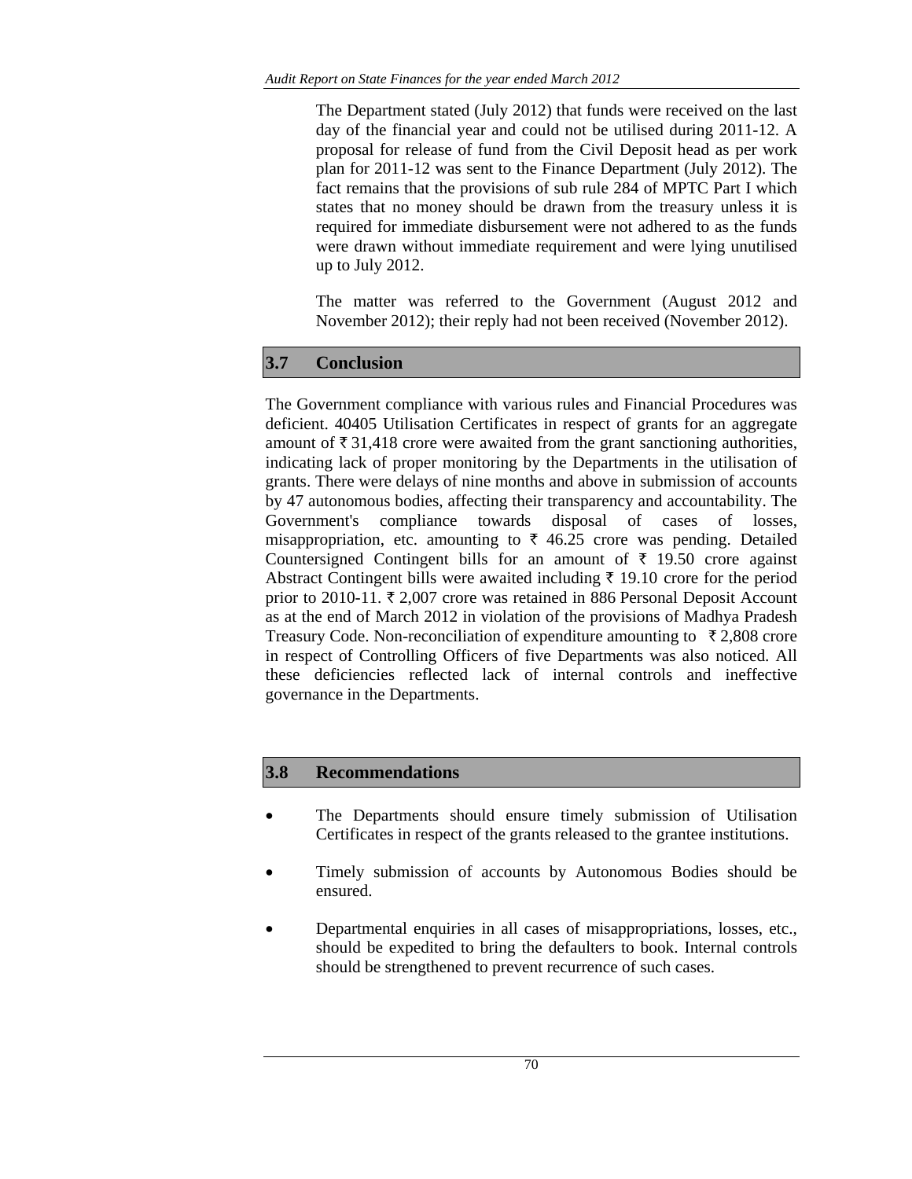The Department stated (July 2012) that funds were received on the last day of the financial year and could not be utilised during 2011-12. A proposal for release of fund from the Civil Deposit head as per work plan for 2011-12 was sent to the Finance Department (July 2012). The fact remains that the provisions of sub rule 284 of MPTC Part I which states that no money should be drawn from the treasury unless it is required for immediate disbursement were not adhered to as the funds were drawn without immediate requirement and were lying unutilised up to July 2012.

The matter was referred to the Government (August 2012 and November 2012); their reply had not been received (November 2012).

## 3.7 Conclusion

The Government compliance with various rules and Financial Procedures was deficient. 40405 Utilisation Certificates in respect of grants for an aggregate amount of ₹ 31,418 crore were awaited from the grant sanctioning authorities, indicating lack of proper monitoring by the Departments in the utilisation of grants. There were delays of nine months and above in submission of accounts by 47 autonomous bodies, affecting their transparency and accountability. The Government's compliance towards disposal of cases of losses, misappropriation, etc. amounting to ₹ 46.25 crore was pending. Detailed Countersigned Contingent bills for an amount of ₹ 19.50 crore against Abstract Contingent bills were awaited including ₹ 19.10 crore for the period prior to 2010-11. ₹ 2,007 crore was retained in 886 Personal Deposit Account as at the end of March 2012 in violation of the provisions of Madhya Pradesh Treasury Code. Non-reconciliation of expenditure amounting to ₹ 2,808 crore in respect of Controlling Officers of five Departments was also noticed. All these deficiencies reflected lack of internal controls and ineffective governance in the Departments.

## 3.8 Recommendations

- The Departments should ensure timely submission of Utilisation Certificates in respect of the grants released to the grantee institutions.
- Timely submission of accounts by Autonomous Bodies should be ensured.
- Departmental enquiries in all cases of misappropriations, losses, etc., should be expedited to bring the defaulters to book. Internal controls should be strengthened to prevent recurrence of such cases.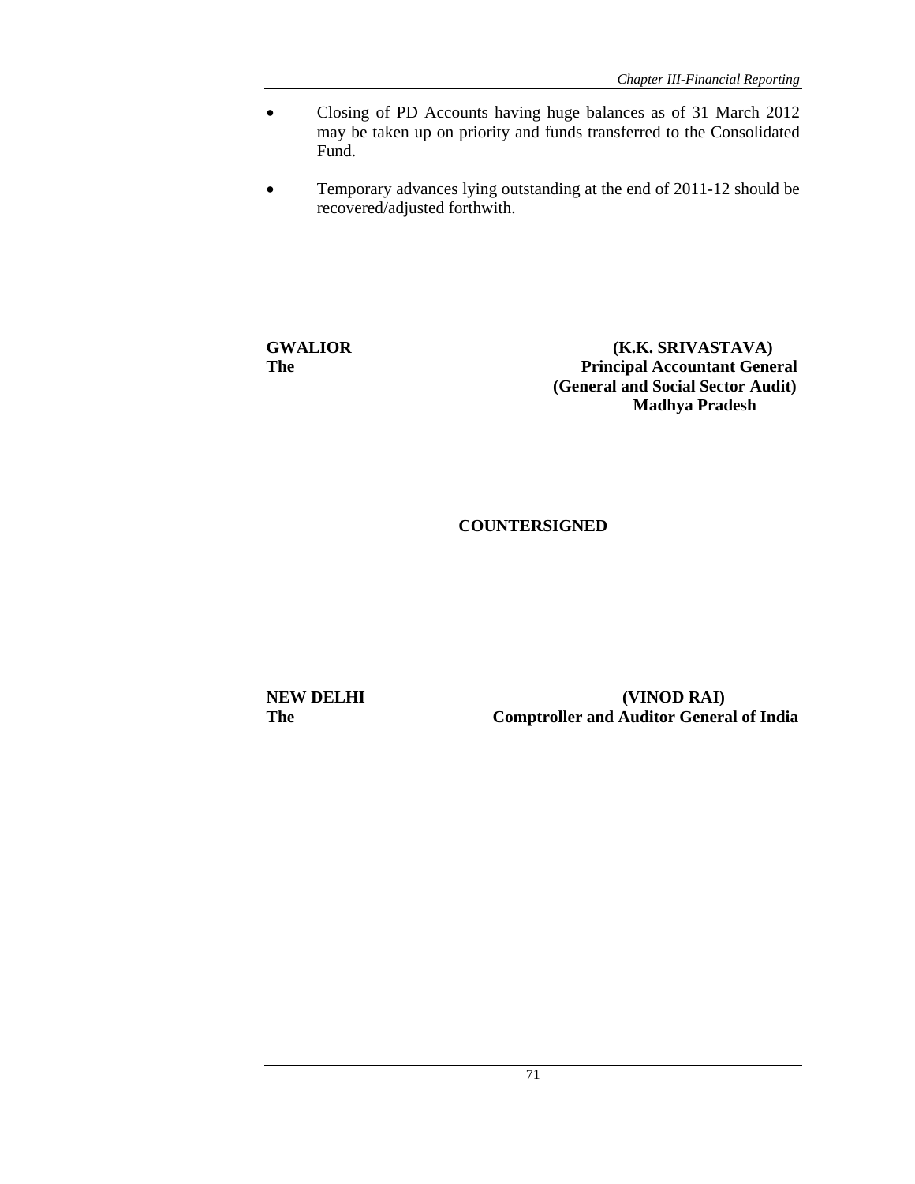- Closing of PD Accounts having huge balances as of 31 March 2012 may be taken up on priority and funds transferred to the Consolidated Fund.

- Temporary advances lying outstanding at the end of 2011-12 should be recovered/adjusted forthwith.

**GWALIOR** **(K.K. SRIVASTAVA)**

**The** **Principal Accountant General**

**(General and Social Sector Audit)**

**Madhya Pradesh**

**COUNTERSIGNED**

**NEW DELHI** **(VINOD RAI)**

**The** **Comptroller and Auditor General of India**